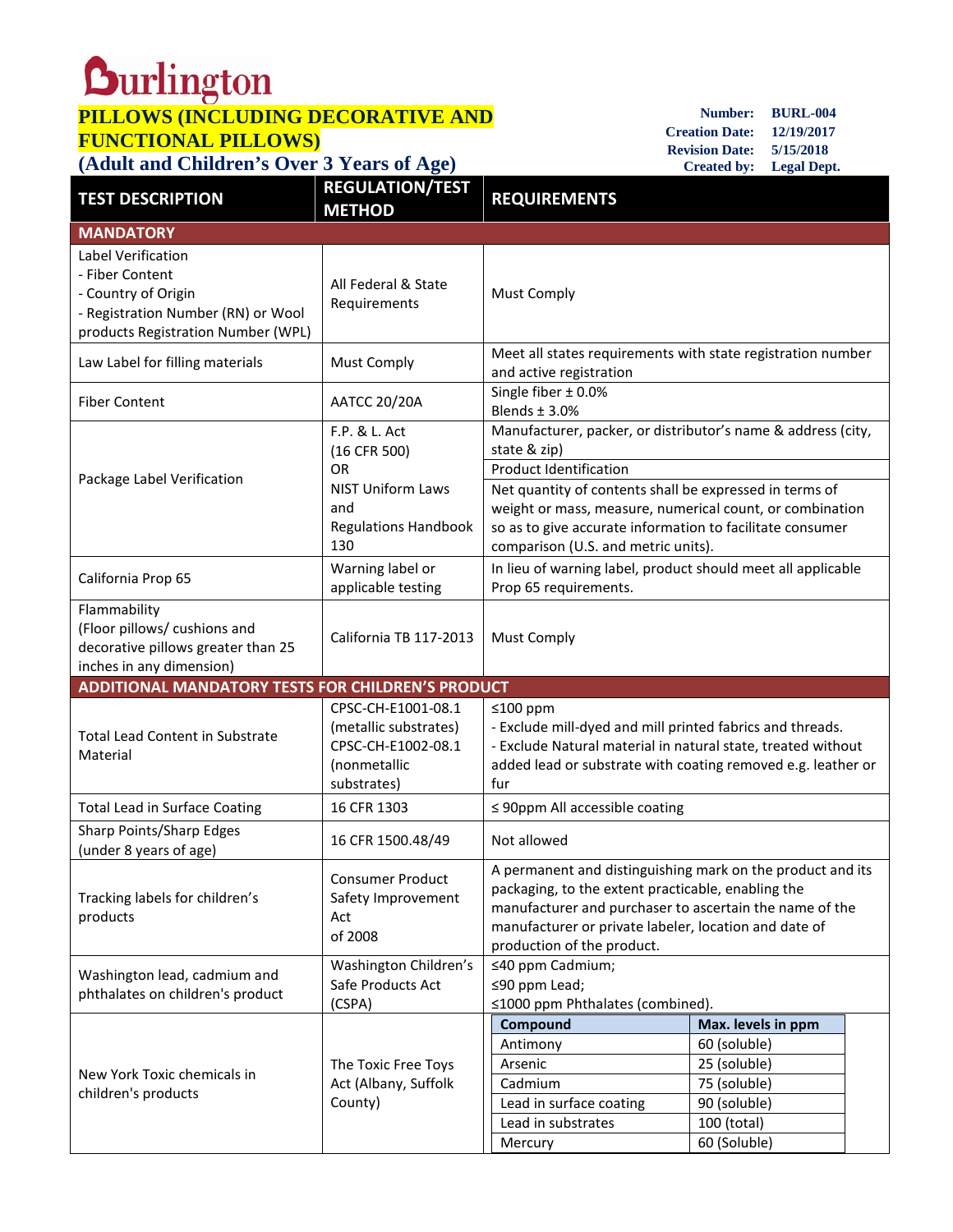# Burlington

## PILLOWS (INCLUDING DECORATIVE AND FUNCTIONAL PILLOWS)

### (Adult and Children's Over 3 Years of Age)

**Number:** BURL-004
**Creation Date:** 12/19/2017
**Revision Date:** 5/15/2018
**Created by:** Legal Dept.

| TEST DESCRIPTION | REGULATION/TEST METHOD | REQUIREMENTS |
|---|---|---|
| **MANDATORY** | | |
| Label Verification<br>- Fiber Content<br>- Country of Origin<br>- Registration Number (RN) or Wool products Registration Number (WPL) | All Federal & State Requirements | Must Comply |
| Law Label for filling materials | Must Comply | Meet all states requirements with state registration number and active registration |
| Fiber Content | AATCC 20/20A | Single fiber ± 0.0%<br>Blends ± 3.0% |
| Package Label Verification | F.P. & L. Act (16 CFR 500) OR NIST Uniform Laws and Regulations Handbook 130 | Manufacturer, packer, or distributor's name & address (city, state & zip)<br>Product Identification<br>Net quantity of contents shall be expressed in terms of weight or mass, measure, numerical count, or combination so as to give accurate information to facilitate consumer comparison (U.S. and metric units). |
| California Prop 65 | Warning label or applicable testing | In lieu of warning label, product should meet all applicable Prop 65 requirements. |
| Flammability<br>(Floor pillows/ cushions and decorative pillows greater than 25 inches in any dimension) | California TB 117-2013 | Must Comply |
| **ADDITIONAL MANDATORY TESTS FOR CHILDREN'S PRODUCT** | | |
| Total Lead Content in Substrate Material | CPSC-CH-E1001-08.1 (metallic substrates)<br>CPSC-CH-E1002-08.1 (nonmetallic substrates) | ≤100 ppm<br>- Exclude mill-dyed and mill printed fabrics and threads.<br>- Exclude Natural material in natural state, treated without added lead or substrate with coating removed e.g. leather or fur |
| Total Lead in Surface Coating | 16 CFR 1303 | ≤ 90ppm All accessible coating |
| Sharp Points/Sharp Edges<br>(under 8 years of age) | 16 CFR 1500.48/49 | Not allowed |
| Tracking labels for children's products | Consumer Product Safety Improvement Act of 2008 | A permanent and distinguishing mark on the product and its packaging, to the extent practicable, enabling the manufacturer and purchaser to ascertain the name of the manufacturer or private labeler, location and date of production of the product. |
| Washington lead, cadmium and phthalates on children's product | Washington Children's Safe Products Act (CSPA) | ≤40 ppm Cadmium;<br>≤90 ppm Lead;<br>≤1000 ppm Phthalates (combined). |
| New York Toxic chemicals in children's products | The Toxic Free Toys Act (Albany, Suffolk County) | **Compound** – **Max. levels in ppm**<br>Antimony – 60 (soluble)<br>Arsenic – 25 (soluble)<br>Cadmium – 75 (soluble)<br>Lead in surface coating – 90 (soluble)<br>Lead in substrates – 100 (total)<br>Mercury – 60 (Soluble) |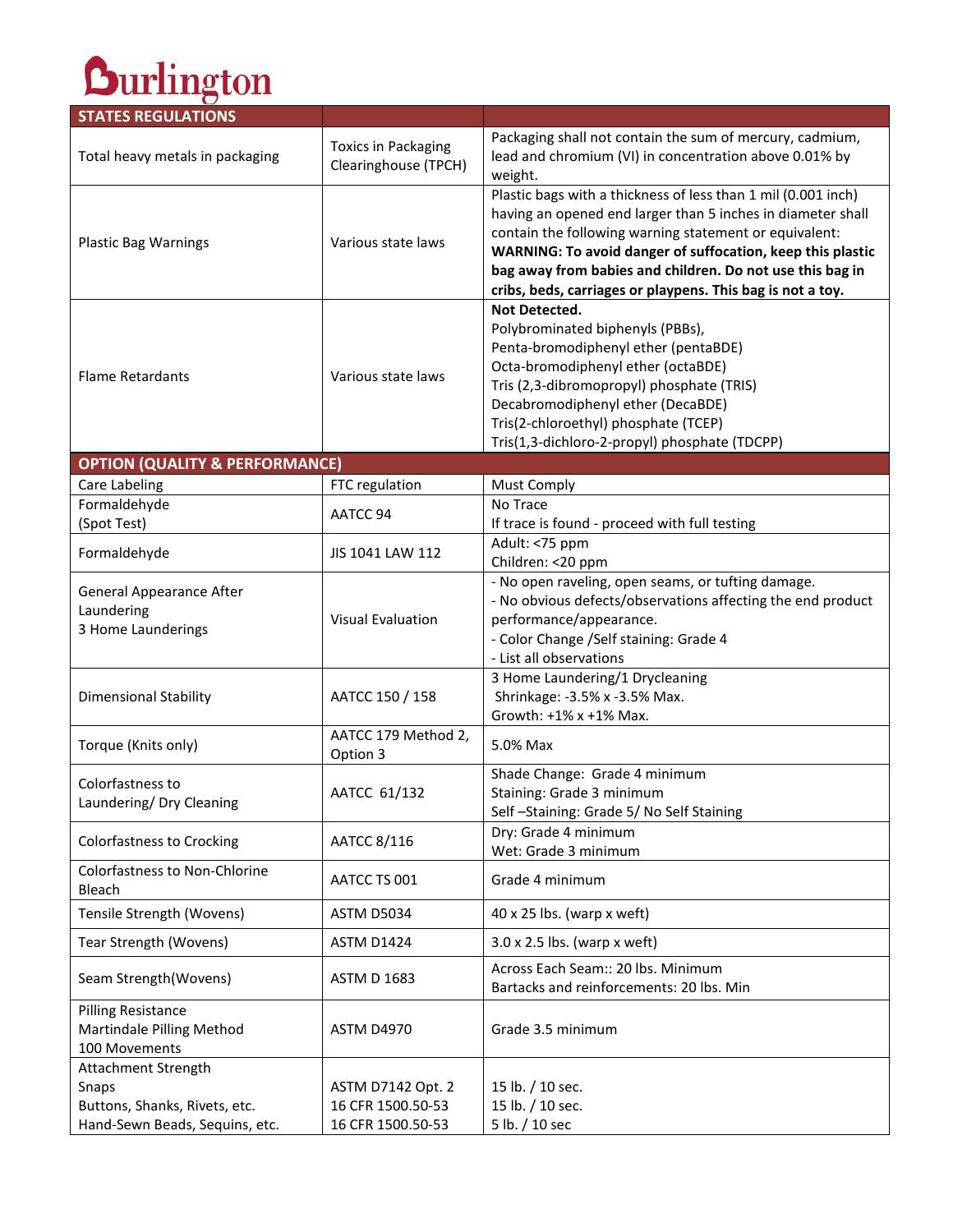Burlington

| STATES REGULATIONS | | |
|---|---|---|
| Total heavy metals in packaging | Toxics in Packaging Clearinghouse (TPCH) | Packaging shall not contain the sum of mercury, cadmium, lead and chromium (VI) in concentration above 0.01% by weight. |
| Plastic Bag Warnings | Various state laws | Plastic bags with a thickness of less than 1 mil (0.001 inch) having an opened end larger than 5 inches in diameter shall contain the following warning statement or equivalent: **WARNING: To avoid danger of suffocation, keep this plastic bag away from babies and children. Do not use this bag in cribs, beds, carriages or playpens. This bag is not a toy.** |
| Flame Retardants | Various state laws | **Not Detected.**<br>Polybrominated biphenyls (PBBs),<br>Penta-bromodiphenyl ether (pentaBDE)<br>Octa-bromodiphenyl ether (octaBDE)<br>Tris (2,3-dibromopropyl) phosphate (TRIS)<br>Decabromodiphenyl ether (DecaBDE)<br>Tris(2-chloroethyl) phosphate (TCEP)<br>Tris(1,3-dichloro-2-propyl) phosphate (TDCPP) |
| **OPTION (QUALITY & PERFORMANCE)** | | |
| Care Labeling | FTC regulation | Must Comply |
| Formaldehyde<br>(Spot Test) | AATCC 94 | No Trace<br>If trace is found - proceed with full testing |
| Formaldehyde | JIS 1041 LAW 112 | Adult: <75 ppm<br>Children: <20 ppm |
| General Appearance After Laundering<br>3 Home Launderings | Visual Evaluation | - No open raveling, open seams, or tufting damage.<br>- No obvious defects/observations affecting the end product performance/appearance.<br>- Color Change /Self staining: Grade 4<br>- List all observations |
| Dimensional Stability | AATCC 150 / 158 | 3 Home Laundering/1 Drycleaning<br>Shrinkage: -3.5% x -3.5% Max.<br>Growth: +1% x +1% Max. |
| Torque (Knits only) | AATCC 179 Method 2, Option 3 | 5.0% Max |
| Colorfastness to Laundering/ Dry Cleaning | AATCC 61/132 | Shade Change: Grade 4 minimum<br>Staining: Grade 3 minimum<br>Self –Staining: Grade 5/ No Self Staining |
| Colorfastness to Crocking | AATCC 8/116 | Dry: Grade 4 minimum<br>Wet: Grade 3 minimum |
| Colorfastness to Non-Chlorine Bleach | AATCC TS 001 | Grade 4 minimum |
| Tensile Strength (Wovens) | ASTM D5034 | 40 x 25 lbs. (warp x weft) |
| Tear Strength (Wovens) | ASTM D1424 | 3.0 x 2.5 lbs. (warp x weft) |
| Seam Strength(Wovens) | ASTM D 1683 | Across Each Seam:: 20 lbs. Minimum<br>Bartacks and reinforcements: 20 lbs. Min |
| Pilling Resistance<br>Martindale Pilling Method<br>100 Movements | ASTM D4970 | Grade 3.5 minimum |
| Attachment Strength<br>Snaps<br>Buttons, Shanks, Rivets, etc.<br>Hand-Sewn Beads, Sequins, etc. | <br>ASTM D7142 Opt. 2<br>16 CFR 1500.50-53<br>16 CFR 1500.50-53 | <br>15 lb. / 10 sec.<br>15 lb. / 10 sec.<br>5 lb. / 10 sec |